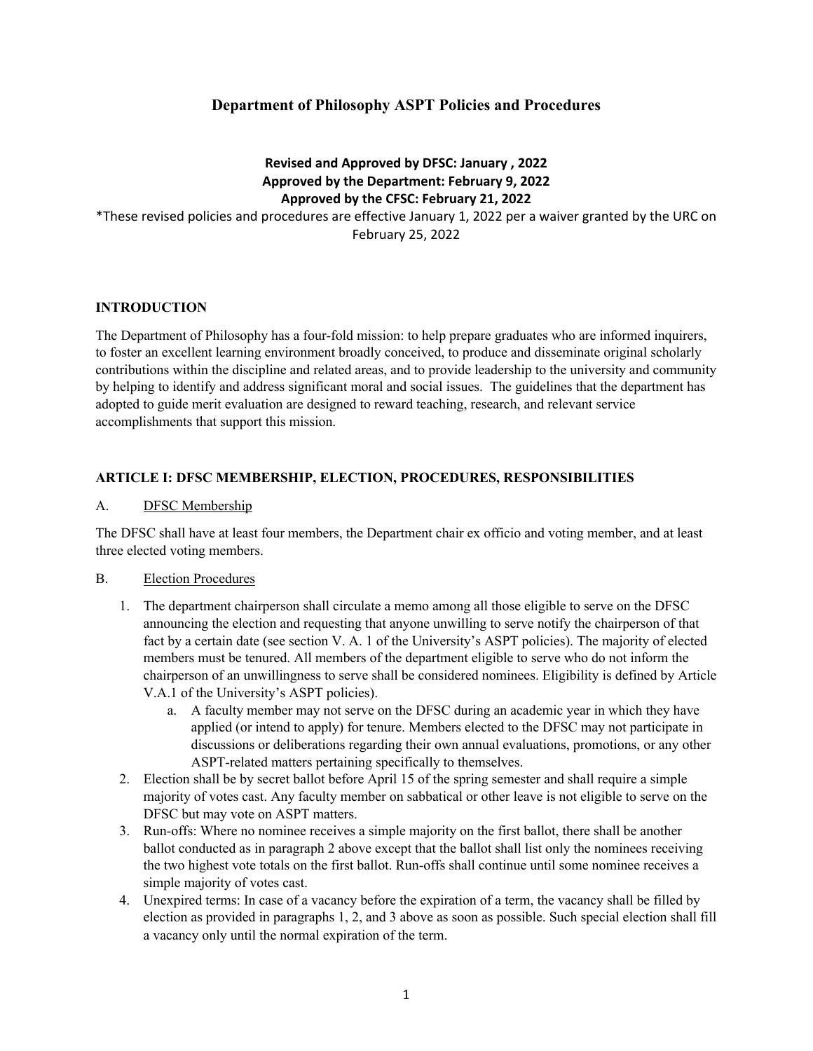# Department of Philosophy ASPT Policies and Procedures

**Revised and Approved by DFSC: January , 2022**
**Approved by the Department: February 9, 2022**
**Approved by the CFSC: February 21, 2022**

*These revised policies and procedures are effective January 1, 2022 per a waiver granted by the URC on February 25, 2022

## INTRODUCTION

The Department of Philosophy has a four-fold mission: to help prepare graduates who are informed inquirers, to foster an excellent learning environment broadly conceived, to produce and disseminate original scholarly contributions within the discipline and related areas, and to provide leadership to the university and community by helping to identify and address significant moral and social issues. The guidelines that the department has adopted to guide merit evaluation are designed to reward teaching, research, and relevant service accomplishments that support this mission.

## ARTICLE I: DFSC MEMBERSHIP, ELECTION, PROCEDURES, RESPONSIBILITIES

### A. DFSC Membership

The DFSC shall have at least four members, the Department chair ex officio and voting member, and at least three elected voting members.

### B. Election Procedures

1. The department chairperson shall circulate a memo among all those eligible to serve on the DFSC announcing the election and requesting that anyone unwilling to serve notify the chairperson of that fact by a certain date (see section V. A. 1 of the University's ASPT policies). The majority of elected members must be tenured. All members of the department eligible to serve who do not inform the chairperson of an unwillingness to serve shall be considered nominees. Eligibility is defined by Article V.A.1 of the University's ASPT policies).
    a. A faculty member may not serve on the DFSC during an academic year in which they have applied (or intend to apply) for tenure. Members elected to the DFSC may not participate in discussions or deliberations regarding their own annual evaluations, promotions, or any other ASPT-related matters pertaining specifically to themselves.
2. Election shall be by secret ballot before April 15 of the spring semester and shall require a simple majority of votes cast. Any faculty member on sabbatical or other leave is not eligible to serve on the DFSC but may vote on ASPT matters.
3. Run-offs: Where no nominee receives a simple majority on the first ballot, there shall be another ballot conducted as in paragraph 2 above except that the ballot shall list only the nominees receiving the two highest vote totals on the first ballot. Run-offs shall continue until some nominee receives a simple majority of votes cast.
4. Unexpired terms: In case of a vacancy before the expiration of a term, the vacancy shall be filled by election as provided in paragraphs 1, 2, and 3 above as soon as possible. Such special election shall fill a vacancy only until the normal expiration of the term.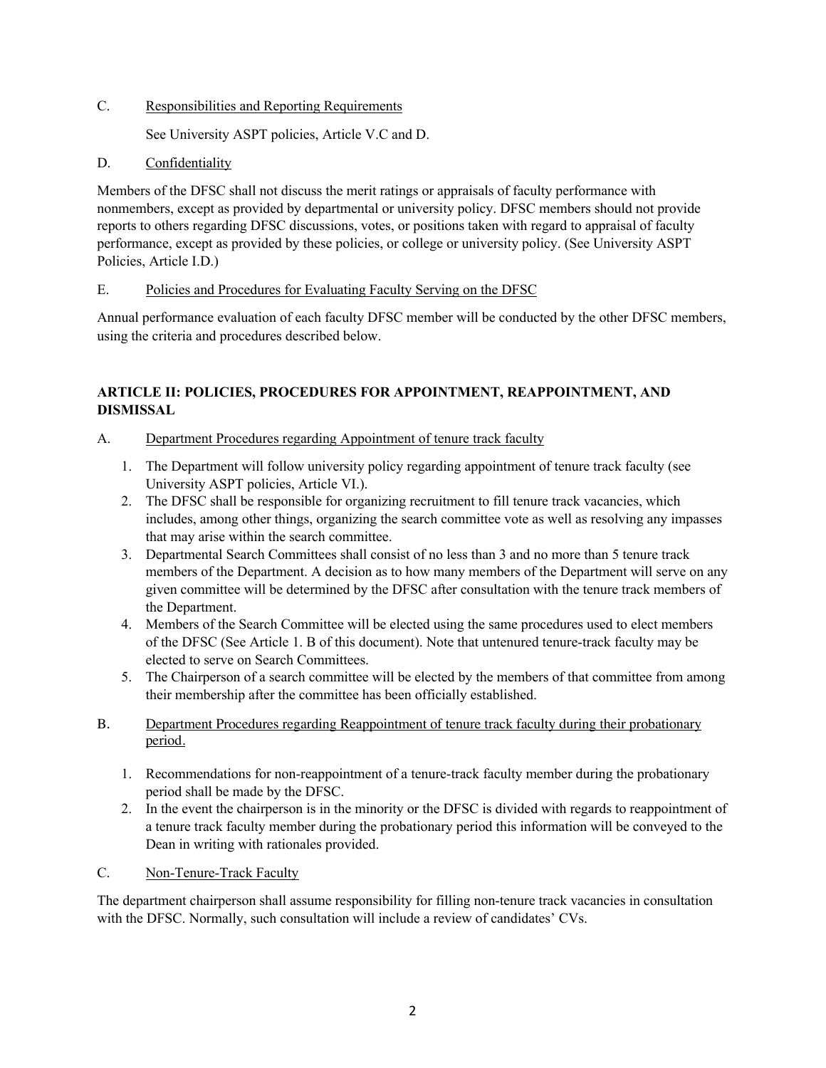C. <u>Responsibilities and Reporting Requirements</u>

See University ASPT policies, Article V.C and D.

D. <u>Confidentiality</u>

Members of the DFSC shall not discuss the merit ratings or appraisals of faculty performance with nonmembers, except as provided by departmental or university policy. DFSC members should not provide reports to others regarding DFSC discussions, votes, or positions taken with regard to appraisal of faculty performance, except as provided by these policies, or college or university policy. (See University ASPT Policies, Article I.D.)

E. <u>Policies and Procedures for Evaluating Faculty Serving on the DFSC</u>

Annual performance evaluation of each faculty DFSC member will be conducted by the other DFSC members, using the criteria and procedures described below.

## ARTICLE II: POLICIES, PROCEDURES FOR APPOINTMENT, REAPPOINTMENT, AND DISMISSAL

A. <u>Department Procedures regarding Appointment of tenure track faculty</u>

1. The Department will follow university policy regarding appointment of tenure track faculty (see University ASPT policies, Article VI.).
2. The DFSC shall be responsible for organizing recruitment to fill tenure track vacancies, which includes, among other things, organizing the search committee vote as well as resolving any impasses that may arise within the search committee.
3. Departmental Search Committees shall consist of no less than 3 and no more than 5 tenure track members of the Department. A decision as to how many members of the Department will serve on any given committee will be determined by the DFSC after consultation with the tenure track members of the Department.
4. Members of the Search Committee will be elected using the same procedures used to elect members of the DFSC (See Article 1. B of this document). Note that untenured tenure-track faculty may be elected to serve on Search Committees.
5. The Chairperson of a search committee will be elected by the members of that committee from among their membership after the committee has been officially established.

B. <u>Department Procedures regarding Reappointment of tenure track faculty during their probationary period.</u>

1. Recommendations for non-reappointment of a tenure-track faculty member during the probationary period shall be made by the DFSC.
2. In the event the chairperson is in the minority or the DFSC is divided with regards to reappointment of a tenure track faculty member during the probationary period this information will be conveyed to the Dean in writing with rationales provided.

C. <u>Non-Tenure-Track Faculty</u>

The department chairperson shall assume responsibility for filling non-tenure track vacancies in consultation with the DFSC. Normally, such consultation will include a review of candidates' CVs.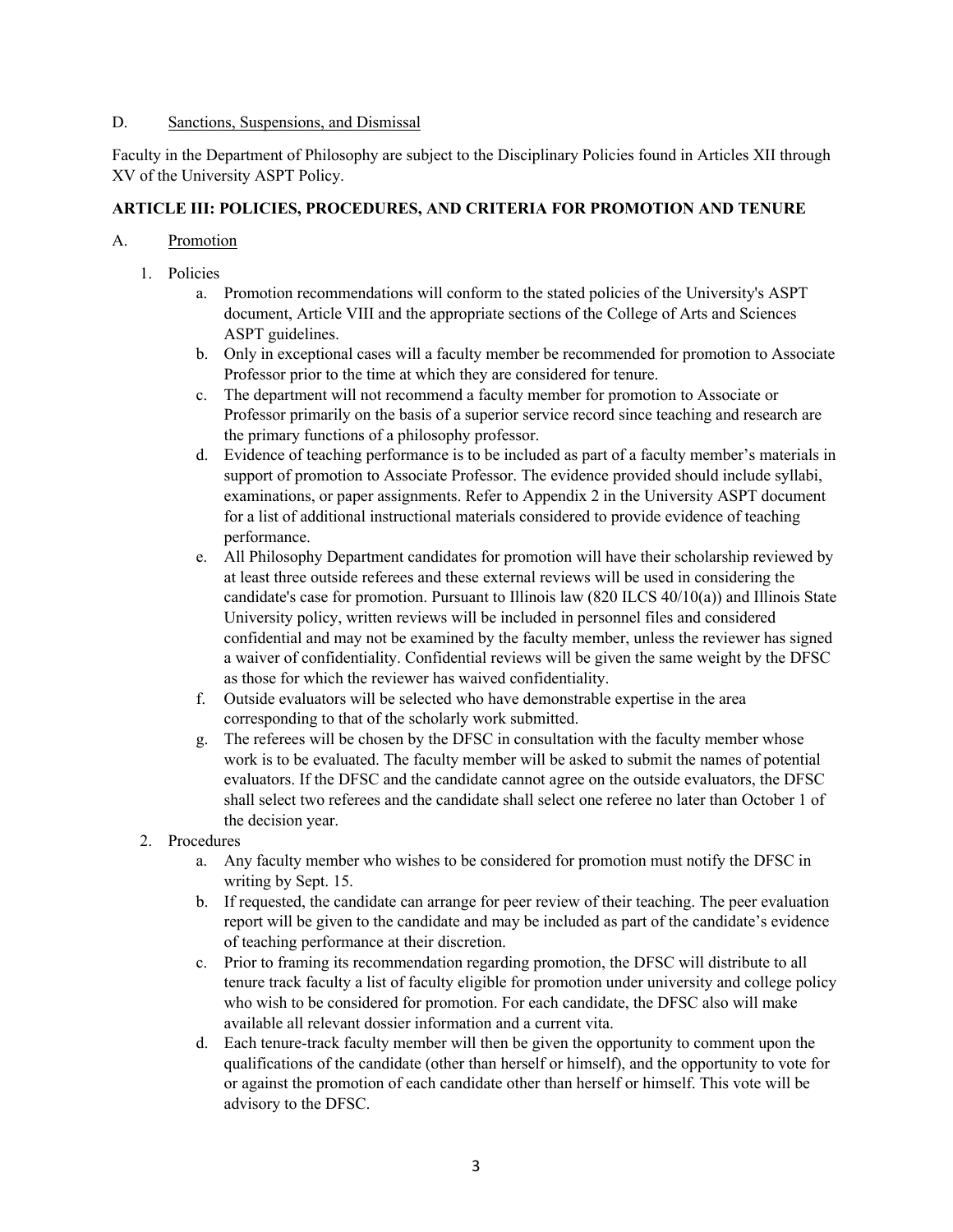D. Sanctions, Suspensions, and Dismissal

Faculty in the Department of Philosophy are subject to the Disciplinary Policies found in Articles XII through XV of the University ASPT Policy.

## ARTICLE III: POLICIES, PROCEDURES, AND CRITERIA FOR PROMOTION AND TENURE

A. Promotion

1. Policies
   a. Promotion recommendations will conform to the stated policies of the University's ASPT document, Article VIII and the appropriate sections of the College of Arts and Sciences ASPT guidelines.
   b. Only in exceptional cases will a faculty member be recommended for promotion to Associate Professor prior to the time at which they are considered for tenure.
   c. The department will not recommend a faculty member for promotion to Associate or Professor primarily on the basis of a superior service record since teaching and research are the primary functions of a philosophy professor.
   d. Evidence of teaching performance is to be included as part of a faculty member's materials in support of promotion to Associate Professor. The evidence provided should include syllabi, examinations, or paper assignments. Refer to Appendix 2 in the University ASPT document for a list of additional instructional materials considered to provide evidence of teaching performance.
   e. All Philosophy Department candidates for promotion will have their scholarship reviewed by at least three outside referees and these external reviews will be used in considering the candidate's case for promotion. Pursuant to Illinois law (820 ILCS 40/10(a)) and Illinois State University policy, written reviews will be included in personnel files and considered confidential and may not be examined by the faculty member, unless the reviewer has signed a waiver of confidentiality. Confidential reviews will be given the same weight by the DFSC as those for which the reviewer has waived confidentiality.
   f. Outside evaluators will be selected who have demonstrable expertise in the area corresponding to that of the scholarly work submitted.
   g. The referees will be chosen by the DFSC in consultation with the faculty member whose work is to be evaluated. The faculty member will be asked to submit the names of potential evaluators. If the DFSC and the candidate cannot agree on the outside evaluators, the DFSC shall select two referees and the candidate shall select one referee no later than October 1 of the decision year.
2. Procedures
   a. Any faculty member who wishes to be considered for promotion must notify the DFSC in writing by Sept. 15.
   b. If requested, the candidate can arrange for peer review of their teaching. The peer evaluation report will be given to the candidate and may be included as part of the candidate's evidence of teaching performance at their discretion.
   c. Prior to framing its recommendation regarding promotion, the DFSC will distribute to all tenure track faculty a list of faculty eligible for promotion under university and college policy who wish to be considered for promotion. For each candidate, the DFSC also will make available all relevant dossier information and a current vita.
   d. Each tenure-track faculty member will then be given the opportunity to comment upon the qualifications of the candidate (other than herself or himself), and the opportunity to vote for or against the promotion of each candidate other than herself or himself. This vote will be advisory to the DFSC.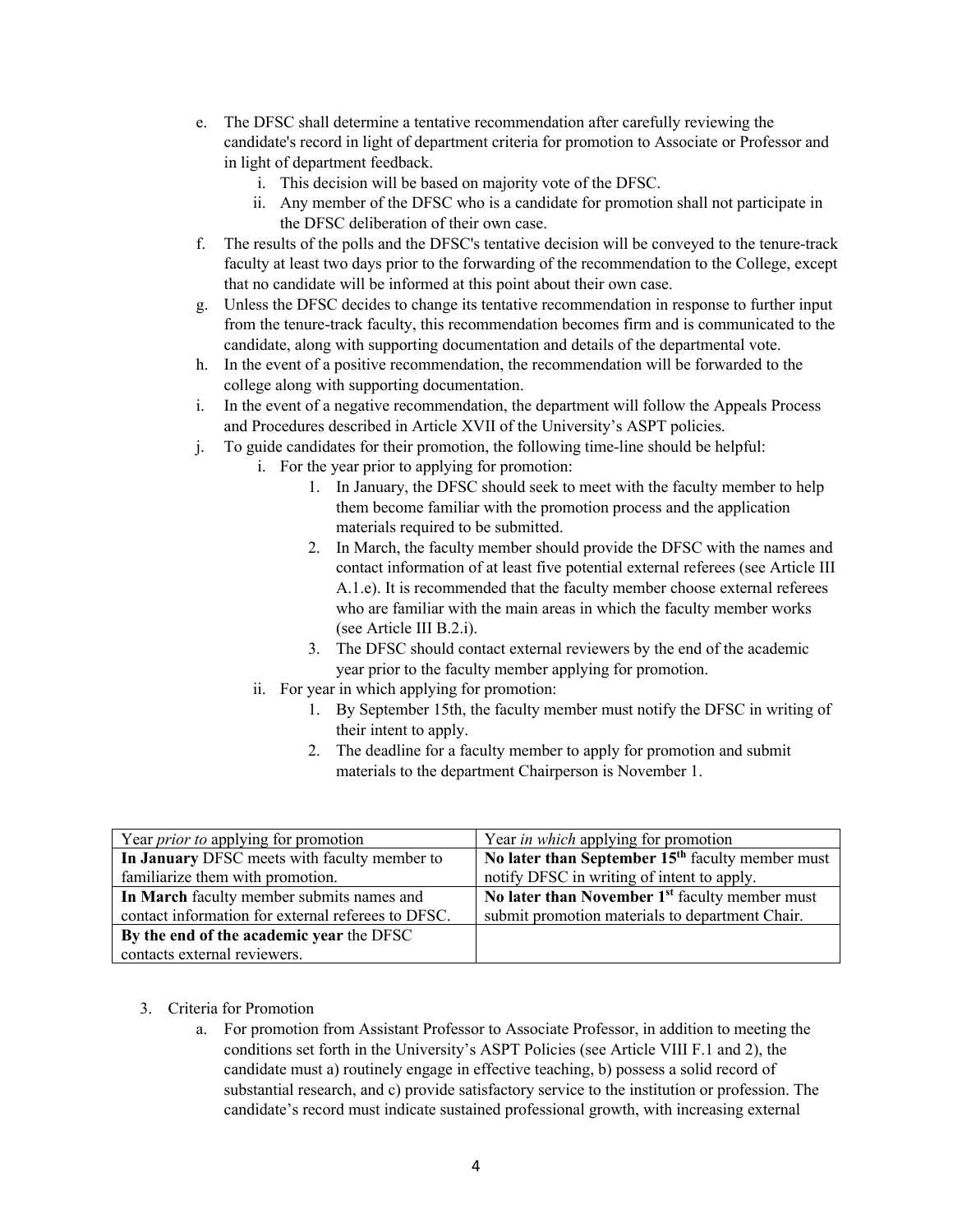e. The DFSC shall determine a tentative recommendation after carefully reviewing the candidate's record in light of department criteria for promotion to Associate or Professor and in light of department feedback.
    i. This decision will be based on majority vote of the DFSC.
    ii. Any member of the DFSC who is a candidate for promotion shall not participate in the DFSC deliberation of their own case.

f. The results of the polls and the DFSC's tentative decision will be conveyed to the tenure-track faculty at least two days prior to the forwarding of the recommendation to the College, except that no candidate will be informed at this point about their own case.

g. Unless the DFSC decides to change its tentative recommendation in response to further input from the tenure-track faculty, this recommendation becomes firm and is communicated to the candidate, along with supporting documentation and details of the departmental vote.

h. In the event of a positive recommendation, the recommendation will be forwarded to the college along with supporting documentation.

i. In the event of a negative recommendation, the department will follow the Appeals Process and Procedures described in Article XVII of the University's ASPT policies.

j. To guide candidates for their promotion, the following time-line should be helpful:
    i. For the year prior to applying for promotion:
        1. In January, the DFSC should seek to meet with the faculty member to help them become familiar with the promotion process and the application materials required to be submitted.
        2. In March, the faculty member should provide the DFSC with the names and contact information of at least five potential external referees (see Article III A.1.e). It is recommended that the faculty member choose external referees who are familiar with the main areas in which the faculty member works (see Article III B.2.i).
        3. The DFSC should contact external reviewers by the end of the academic year prior to the faculty member applying for promotion.
    ii. For year in which applying for promotion:
        1. By September 15th, the faculty member must notify the DFSC in writing of their intent to apply.
        2. The deadline for a faculty member to apply for promotion and submit materials to the department Chairperson is November 1.

| Year *prior to* applying for promotion | Year *in which* applying for promotion |
|---|---|
| **In January** DFSC meets with faculty member to familiarize them with promotion. | **No later than September 15th** faculty member must notify DFSC in writing of intent to apply. |
| **In March** faculty member submits names and contact information for external referees to DFSC. | **No later than November 1st** faculty member must submit promotion materials to department Chair. |
| **By the end of the academic year** the DFSC contacts external reviewers. | |

3. Criteria for Promotion
    a. For promotion from Assistant Professor to Associate Professor, in addition to meeting the conditions set forth in the University's ASPT Policies (see Article VIII F.1 and 2), the candidate must a) routinely engage in effective teaching, b) possess a solid record of substantial research, and c) provide satisfactory service to the institution or profession. The candidate's record must indicate sustained professional growth, with increasing external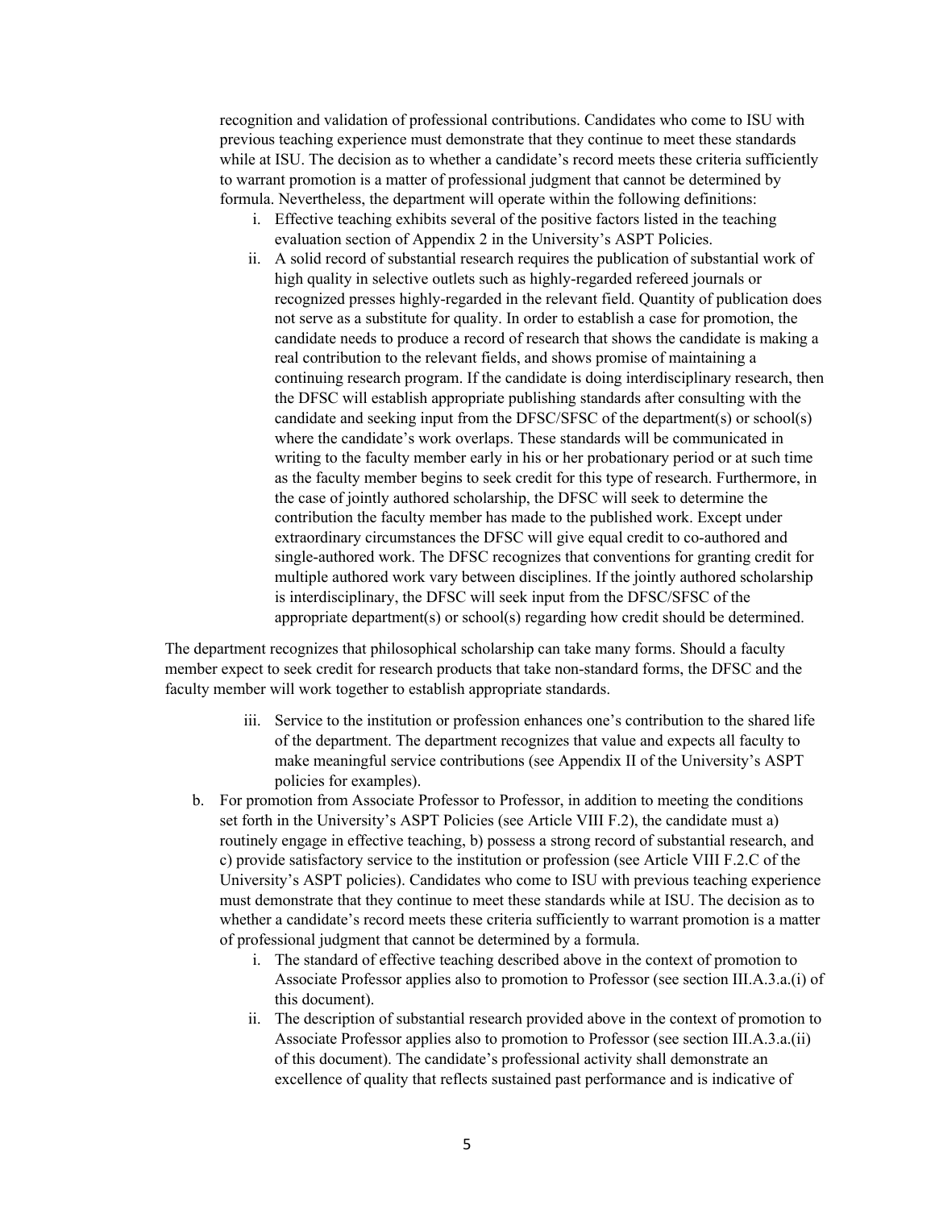recognition and validation of professional contributions. Candidates who come to ISU with previous teaching experience must demonstrate that they continue to meet these standards while at ISU. The decision as to whether a candidate's record meets these criteria sufficiently to warrant promotion is a matter of professional judgment that cannot be determined by formula. Nevertheless, the department will operate within the following definitions:

i. Effective teaching exhibits several of the positive factors listed in the teaching evaluation section of Appendix 2 in the University's ASPT Policies.

ii. A solid record of substantial research requires the publication of substantial work of high quality in selective outlets such as highly-regarded refereed journals or recognized presses highly-regarded in the relevant field. Quantity of publication does not serve as a substitute for quality. In order to establish a case for promotion, the candidate needs to produce a record of research that shows the candidate is making a real contribution to the relevant fields, and shows promise of maintaining a continuing research program. If the candidate is doing interdisciplinary research, then the DFSC will establish appropriate publishing standards after consulting with the candidate and seeking input from the DFSC/SFSC of the department(s) or school(s) where the candidate's work overlaps. These standards will be communicated in writing to the faculty member early in his or her probationary period or at such time as the faculty member begins to seek credit for this type of research. Furthermore, in the case of jointly authored scholarship, the DFSC will seek to determine the contribution the faculty member has made to the published work. Except under extraordinary circumstances the DFSC will give equal credit to co-authored and single-authored work. The DFSC recognizes that conventions for granting credit for multiple authored work vary between disciplines. If the jointly authored scholarship is interdisciplinary, the DFSC will seek input from the DFSC/SFSC of the appropriate department(s) or school(s) regarding how credit should be determined.

The department recognizes that philosophical scholarship can take many forms. Should a faculty member expect to seek credit for research products that take non-standard forms, the DFSC and the faculty member will work together to establish appropriate standards.

iii. Service to the institution or profession enhances one's contribution to the shared life of the department. The department recognizes that value and expects all faculty to make meaningful service contributions (see Appendix II of the University's ASPT policies for examples).

b. For promotion from Associate Professor to Professor, in addition to meeting the conditions set forth in the University's ASPT Policies (see Article VIII F.2), the candidate must a) routinely engage in effective teaching, b) possess a strong record of substantial research, and c) provide satisfactory service to the institution or profession (see Article VIII F.2.C of the University's ASPT policies). Candidates who come to ISU with previous teaching experience must demonstrate that they continue to meet these standards while at ISU. The decision as to whether a candidate's record meets these criteria sufficiently to warrant promotion is a matter of professional judgment that cannot be determined by a formula.

i. The standard of effective teaching described above in the context of promotion to Associate Professor applies also to promotion to Professor (see section III.A.3.a.(i) of this document).

ii. The description of substantial research provided above in the context of promotion to Associate Professor applies also to promotion to Professor (see section III.A.3.a.(ii) of this document). The candidate's professional activity shall demonstrate an excellence of quality that reflects sustained past performance and is indicative of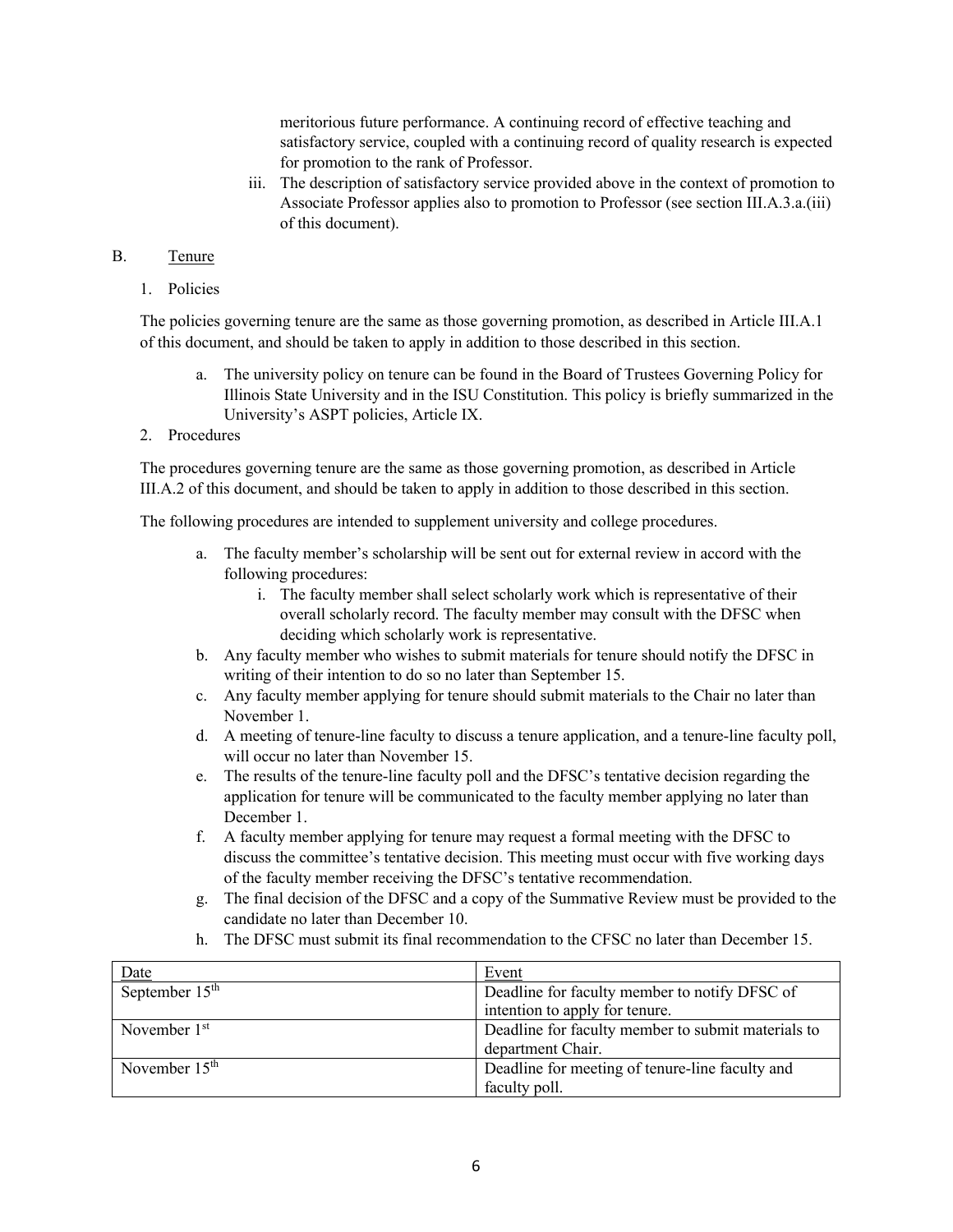meritorious future performance. A continuing record of effective teaching and satisfactory service, coupled with a continuing record of quality research is expected for promotion to the rank of Professor.

iii. The description of satisfactory service provided above in the context of promotion to Associate Professor applies also to promotion to Professor (see section III.A.3.a.(iii) of this document).

## B. Tenure

### 1. Policies

The policies governing tenure are the same as those governing promotion, as described in Article III.A.1 of this document, and should be taken to apply in addition to those described in this section.

a. The university policy on tenure can be found in the Board of Trustees Governing Policy for Illinois State University and in the ISU Constitution. This policy is briefly summarized in the University's ASPT policies, Article IX.

### 2. Procedures

The procedures governing tenure are the same as those governing promotion, as described in Article III.A.2 of this document, and should be taken to apply in addition to those described in this section.

The following procedures are intended to supplement university and college procedures.

a. The faculty member's scholarship will be sent out for external review in accord with the following procedures:
   i. The faculty member shall select scholarly work which is representative of their overall scholarly record. The faculty member may consult with the DFSC when deciding which scholarly work is representative.

b. Any faculty member who wishes to submit materials for tenure should notify the DFSC in writing of their intention to do so no later than September 15.

c. Any faculty member applying for tenure should submit materials to the Chair no later than November 1.

d. A meeting of tenure-line faculty to discuss a tenure application, and a tenure-line faculty poll, will occur no later than November 15.

e. The results of the tenure-line faculty poll and the DFSC's tentative decision regarding the application for tenure will be communicated to the faculty member applying no later than December 1.

f. A faculty member applying for tenure may request a formal meeting with the DFSC to discuss the committee's tentative decision. This meeting must occur with five working days of the faculty member receiving the DFSC's tentative recommendation.

g. The final decision of the DFSC and a copy of the Summative Review must be provided to the candidate no later than December 10.

h. The DFSC must submit its final recommendation to the CFSC no later than December 15.

| Date | Event |
|---|---|
| September 15th | Deadline for faculty member to notify DFSC of intention to apply for tenure. |
| November 1st | Deadline for faculty member to submit materials to department Chair. |
| November 15th | Deadline for meeting of tenure-line faculty and faculty poll. |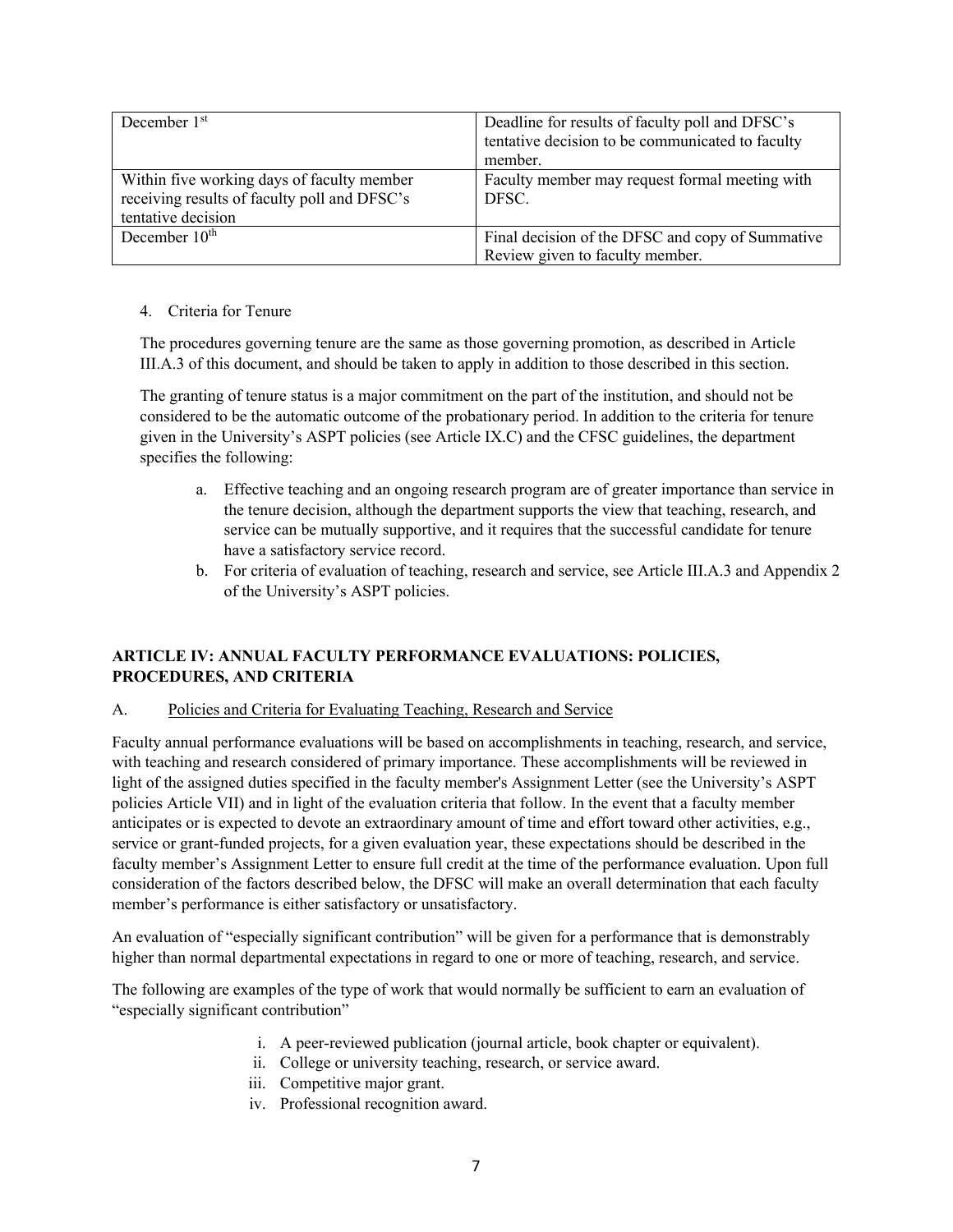| | |
|---|---|
| December 1st | Deadline for results of faculty poll and DFSC's tentative decision to be communicated to faculty member. |
| Within five working days of faculty member receiving results of faculty poll and DFSC's tentative decision | Faculty member may request formal meeting with DFSC. |
| December 10th | Final decision of the DFSC and copy of Summative Review given to faculty member. |

4. Criteria for Tenure

The procedures governing tenure are the same as those governing promotion, as described in Article III.A.3 of this document, and should be taken to apply in addition to those described in this section.

The granting of tenure status is a major commitment on the part of the institution, and should not be considered to be the automatic outcome of the probationary period. In addition to the criteria for tenure given in the University's ASPT policies (see Article IX.C) and the CFSC guidelines, the department specifies the following:

a. Effective teaching and an ongoing research program are of greater importance than service in the tenure decision, although the department supports the view that teaching, research, and service can be mutually supportive, and it requires that the successful candidate for tenure have a satisfactory service record.
b. For criteria of evaluation of teaching, research and service, see Article III.A.3 and Appendix 2 of the University's ASPT policies.

## ARTICLE IV: ANNUAL FACULTY PERFORMANCE EVALUATIONS: POLICIES, PROCEDURES, AND CRITERIA

### A. Policies and Criteria for Evaluating Teaching, Research and Service

Faculty annual performance evaluations will be based on accomplishments in teaching, research, and service, with teaching and research considered of primary importance. These accomplishments will be reviewed in light of the assigned duties specified in the faculty member's Assignment Letter (see the University's ASPT policies Article VII) and in light of the evaluation criteria that follow. In the event that a faculty member anticipates or is expected to devote an extraordinary amount of time and effort toward other activities, e.g., service or grant-funded projects, for a given evaluation year, these expectations should be described in the faculty member's Assignment Letter to ensure full credit at the time of the performance evaluation. Upon full consideration of the factors described below, the DFSC will make an overall determination that each faculty member's performance is either satisfactory or unsatisfactory.

An evaluation of "especially significant contribution" will be given for a performance that is demonstrably higher than normal departmental expectations in regard to one or more of teaching, research, and service.

The following are examples of the type of work that would normally be sufficient to earn an evaluation of "especially significant contribution"

i. A peer-reviewed publication (journal article, book chapter or equivalent).
ii. College or university teaching, research, or service award.
iii. Competitive major grant.
iv. Professional recognition award.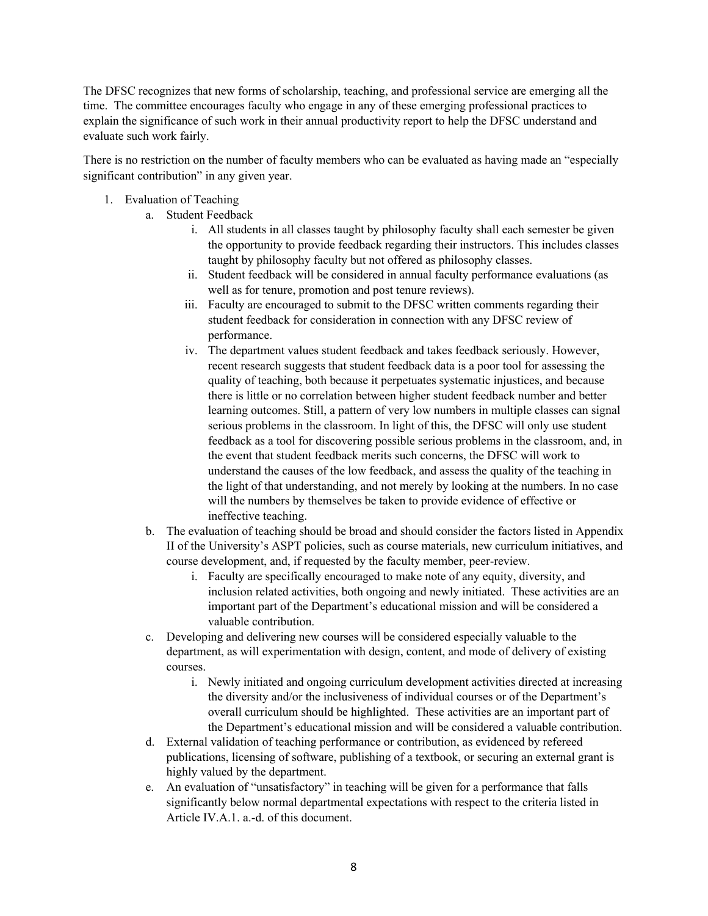The DFSC recognizes that new forms of scholarship, teaching, and professional service are emerging all the time. The committee encourages faculty who engage in any of these emerging professional practices to explain the significance of such work in their annual productivity report to help the DFSC understand and evaluate such work fairly.

There is no restriction on the number of faculty members who can be evaluated as having made an "especially significant contribution" in any given year.

1. Evaluation of Teaching
    a. Student Feedback
        i. All students in all classes taught by philosophy faculty shall each semester be given the opportunity to provide feedback regarding their instructors. This includes classes taught by philosophy faculty but not offered as philosophy classes.
        ii. Student feedback will be considered in annual faculty performance evaluations (as well as for tenure, promotion and post tenure reviews).
        iii. Faculty are encouraged to submit to the DFSC written comments regarding their student feedback for consideration in connection with any DFSC review of performance.
        iv. The department values student feedback and takes feedback seriously. However, recent research suggests that student feedback data is a poor tool for assessing the quality of teaching, both because it perpetuates systematic injustices, and because there is little or no correlation between higher student feedback number and better learning outcomes. Still, a pattern of very low numbers in multiple classes can signal serious problems in the classroom. In light of this, the DFSC will only use student feedback as a tool for discovering possible serious problems in the classroom, and, in the event that student feedback merits such concerns, the DFSC will work to understand the causes of the low feedback, and assess the quality of the teaching in the light of that understanding, and not merely by looking at the numbers. In no case will the numbers by themselves be taken to provide evidence of effective or ineffective teaching.
    b. The evaluation of teaching should be broad and should consider the factors listed in Appendix II of the University's ASPT policies, such as course materials, new curriculum initiatives, and course development, and, if requested by the faculty member, peer-review.
        i. Faculty are specifically encouraged to make note of any equity, diversity, and inclusion related activities, both ongoing and newly initiated. These activities are an important part of the Department's educational mission and will be considered a valuable contribution.
    c. Developing and delivering new courses will be considered especially valuable to the department, as will experimentation with design, content, and mode of delivery of existing courses.
        i. Newly initiated and ongoing curriculum development activities directed at increasing the diversity and/or the inclusiveness of individual courses or of the Department's overall curriculum should be highlighted. These activities are an important part of the Department's educational mission and will be considered a valuable contribution.
    d. External validation of teaching performance or contribution, as evidenced by refereed publications, licensing of software, publishing of a textbook, or securing an external grant is highly valued by the department.
    e. An evaluation of "unsatisfactory" in teaching will be given for a performance that falls significantly below normal departmental expectations with respect to the criteria listed in Article IV.A.1. a.-d. of this document.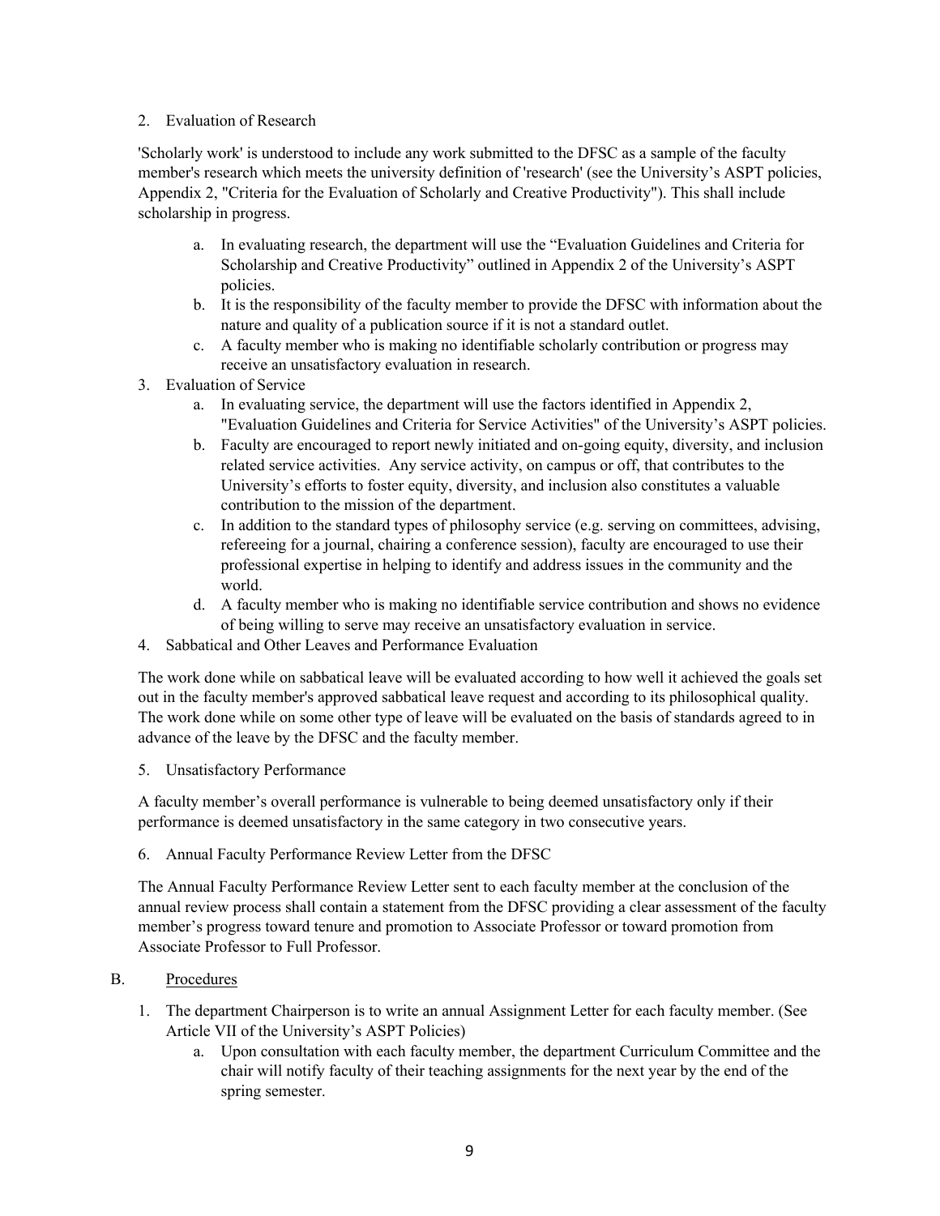2. Evaluation of Research

'Scholarly work' is understood to include any work submitted to the DFSC as a sample of the faculty member's research which meets the university definition of 'research' (see the University's ASPT policies, Appendix 2, "Criteria for the Evaluation of Scholarly and Creative Productivity"). This shall include scholarship in progress.

   a. In evaluating research, the department will use the "Evaluation Guidelines and Criteria for Scholarship and Creative Productivity" outlined in Appendix 2 of the University's ASPT policies.
   b. It is the responsibility of the faculty member to provide the DFSC with information about the nature and quality of a publication source if it is not a standard outlet.
   c. A faculty member who is making no identifiable scholarly contribution or progress may receive an unsatisfactory evaluation in research.

3. Evaluation of Service
   a. In evaluating service, the department will use the factors identified in Appendix 2, "Evaluation Guidelines and Criteria for Service Activities" of the University's ASPT policies.
   b. Faculty are encouraged to report newly initiated and on-going equity, diversity, and inclusion related service activities. Any service activity, on campus or off, that contributes to the University's efforts to foster equity, diversity, and inclusion also constitutes a valuable contribution to the mission of the department.
   c. In addition to the standard types of philosophy service (e.g. serving on committees, advising, refereeing for a journal, chairing a conference session), faculty are encouraged to use their professional expertise in helping to identify and address issues in the community and the world.
   d. A faculty member who is making no identifiable service contribution and shows no evidence of being willing to serve may receive an unsatisfactory evaluation in service.

4. Sabbatical and Other Leaves and Performance Evaluation

The work done while on sabbatical leave will be evaluated according to how well it achieved the goals set out in the faculty member's approved sabbatical leave request and according to its philosophical quality. The work done while on some other type of leave will be evaluated on the basis of standards agreed to in advance of the leave by the DFSC and the faculty member.

5. Unsatisfactory Performance

A faculty member's overall performance is vulnerable to being deemed unsatisfactory only if their performance is deemed unsatisfactory in the same category in two consecutive years.

6. Annual Faculty Performance Review Letter from the DFSC

The Annual Faculty Performance Review Letter sent to each faculty member at the conclusion of the annual review process shall contain a statement from the DFSC providing a clear assessment of the faculty member's progress toward tenure and promotion to Associate Professor or toward promotion from Associate Professor to Full Professor.

B. Procedures

1. The department Chairperson is to write an annual Assignment Letter for each faculty member. (See Article VII of the University's ASPT Policies)
   a. Upon consultation with each faculty member, the department Curriculum Committee and the chair will notify faculty of their teaching assignments for the next year by the end of the spring semester.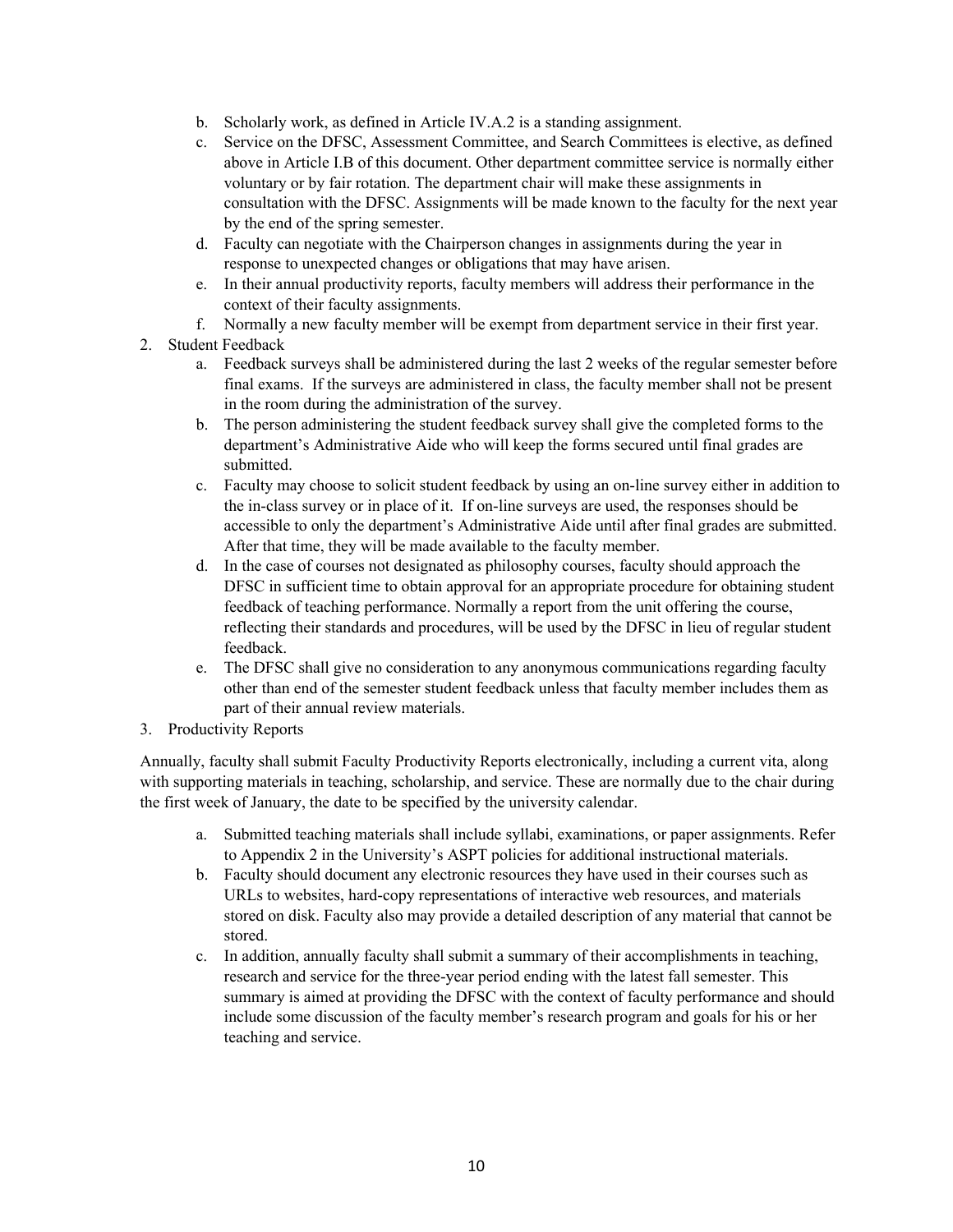b. Scholarly work, as defined in Article IV.A.2 is a standing assignment.
c. Service on the DFSC, Assessment Committee, and Search Committees is elective, as defined above in Article I.B of this document. Other department committee service is normally either voluntary or by fair rotation. The department chair will make these assignments in consultation with the DFSC. Assignments will be made known to the faculty for the next year by the end of the spring semester.
d. Faculty can negotiate with the Chairperson changes in assignments during the year in response to unexpected changes or obligations that may have arisen.
e. In their annual productivity reports, faculty members will address their performance in the context of their faculty assignments.
f. Normally a new faculty member will be exempt from department service in their first year.

2. Student Feedback
   a. Feedback surveys shall be administered during the last 2 weeks of the regular semester before final exams. If the surveys are administered in class, the faculty member shall not be present in the room during the administration of the survey.
   b. The person administering the student feedback survey shall give the completed forms to the department's Administrative Aide who will keep the forms secured until final grades are submitted.
   c. Faculty may choose to solicit student feedback by using an on-line survey either in addition to the in-class survey or in place of it. If on-line surveys are used, the responses should be accessible to only the department's Administrative Aide until after final grades are submitted. After that time, they will be made available to the faculty member.
   d. In the case of courses not designated as philosophy courses, faculty should approach the DFSC in sufficient time to obtain approval for an appropriate procedure for obtaining student feedback of teaching performance. Normally a report from the unit offering the course, reflecting their standards and procedures, will be used by the DFSC in lieu of regular student feedback.
   e. The DFSC shall give no consideration to any anonymous communications regarding faculty other than end of the semester student feedback unless that faculty member includes them as part of their annual review materials.

3. Productivity Reports

Annually, faculty shall submit Faculty Productivity Reports electronically, including a current vita, along with supporting materials in teaching, scholarship, and service. These are normally due to the chair during the first week of January, the date to be specified by the university calendar.

   a. Submitted teaching materials shall include syllabi, examinations, or paper assignments. Refer to Appendix 2 in the University's ASPT policies for additional instructional materials.
   b. Faculty should document any electronic resources they have used in their courses such as URLs to websites, hard-copy representations of interactive web resources, and materials stored on disk. Faculty also may provide a detailed description of any material that cannot be stored.
   c. In addition, annually faculty shall submit a summary of their accomplishments in teaching, research and service for the three-year period ending with the latest fall semester. This summary is aimed at providing the DFSC with the context of faculty performance and should include some discussion of the faculty member's research program and goals for his or her teaching and service.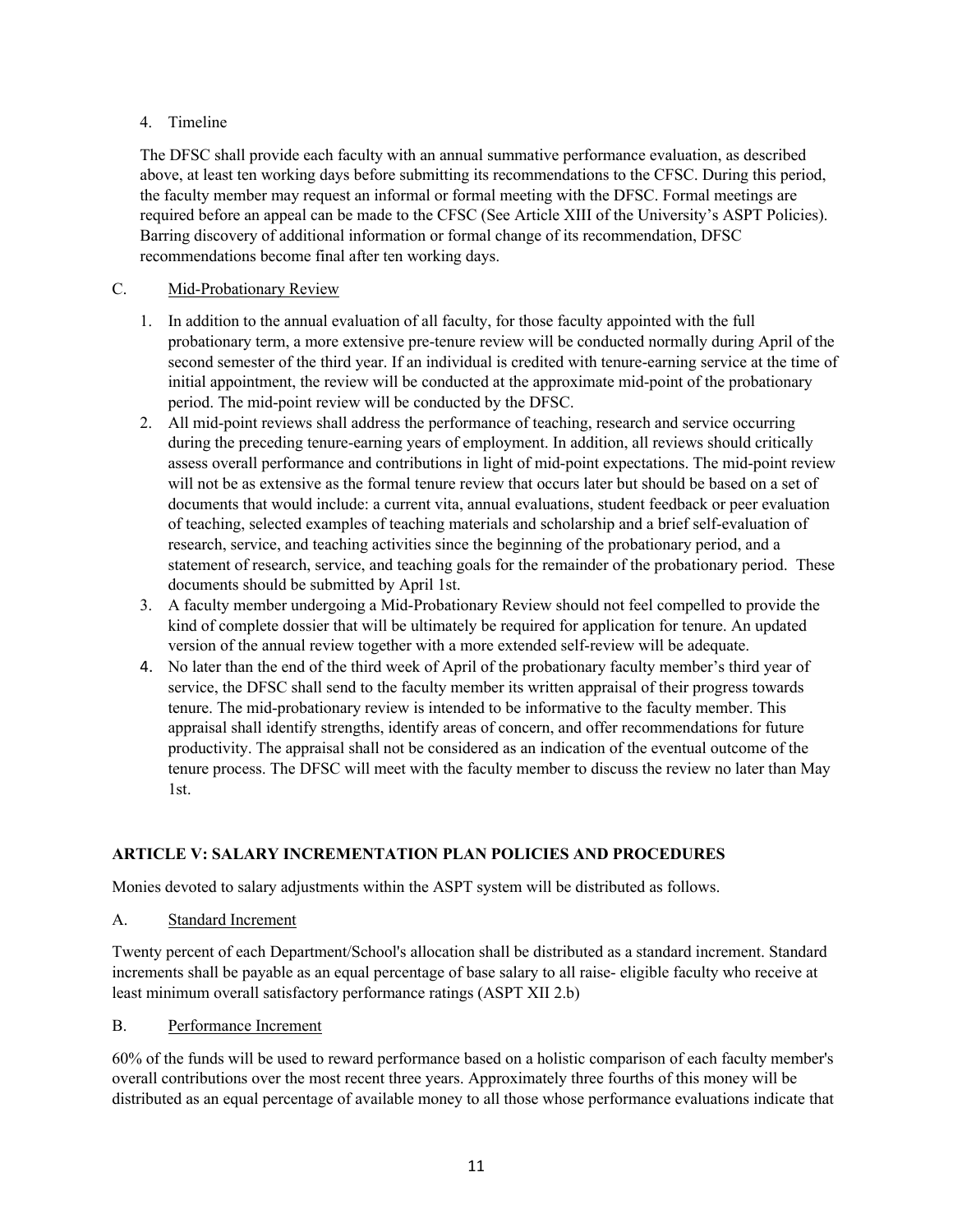4. Timeline

The DFSC shall provide each faculty with an annual summative performance evaluation, as described above, at least ten working days before submitting its recommendations to the CFSC. During this period, the faculty member may request an informal or formal meeting with the DFSC. Formal meetings are required before an appeal can be made to the CFSC (See Article XIII of the University's ASPT Policies). Barring discovery of additional information or formal change of its recommendation, DFSC recommendations become final after ten working days.

C. Mid-Probationary Review

1. In addition to the annual evaluation of all faculty, for those faculty appointed with the full probationary term, a more extensive pre-tenure review will be conducted normally during April of the second semester of the third year. If an individual is credited with tenure-earning service at the time of initial appointment, the review will be conducted at the approximate mid-point of the probationary period. The mid-point review will be conducted by the DFSC.
2. All mid-point reviews shall address the performance of teaching, research and service occurring during the preceding tenure-earning years of employment. In addition, all reviews should critically assess overall performance and contributions in light of mid-point expectations. The mid-point review will not be as extensive as the formal tenure review that occurs later but should be based on a set of documents that would include: a current vita, annual evaluations, student feedback or peer evaluation of teaching, selected examples of teaching materials and scholarship and a brief self-evaluation of research, service, and teaching activities since the beginning of the probationary period, and a statement of research, service, and teaching goals for the remainder of the probationary period. These documents should be submitted by April 1st.
3. A faculty member undergoing a Mid-Probationary Review should not feel compelled to provide the kind of complete dossier that will be ultimately be required for application for tenure. An updated version of the annual review together with a more extended self-review will be adequate.
4. No later than the end of the third week of April of the probationary faculty member's third year of service, the DFSC shall send to the faculty member its written appraisal of their progress towards tenure. The mid-probationary review is intended to be informative to the faculty member. This appraisal shall identify strengths, identify areas of concern, and offer recommendations for future productivity. The appraisal shall not be considered as an indication of the eventual outcome of the tenure process. The DFSC will meet with the faculty member to discuss the review no later than May 1st.

## ARTICLE V: SALARY INCREMENTATION PLAN POLICIES AND PROCEDURES

Monies devoted to salary adjustments within the ASPT system will be distributed as follows.

A. Standard Increment

Twenty percent of each Department/School's allocation shall be distributed as a standard increment. Standard increments shall be payable as an equal percentage of base salary to all raise- eligible faculty who receive at least minimum overall satisfactory performance ratings (ASPT XII 2.b)

B. Performance Increment

60% of the funds will be used to reward performance based on a holistic comparison of each faculty member's overall contributions over the most recent three years. Approximately three fourths of this money will be distributed as an equal percentage of available money to all those whose performance evaluations indicate that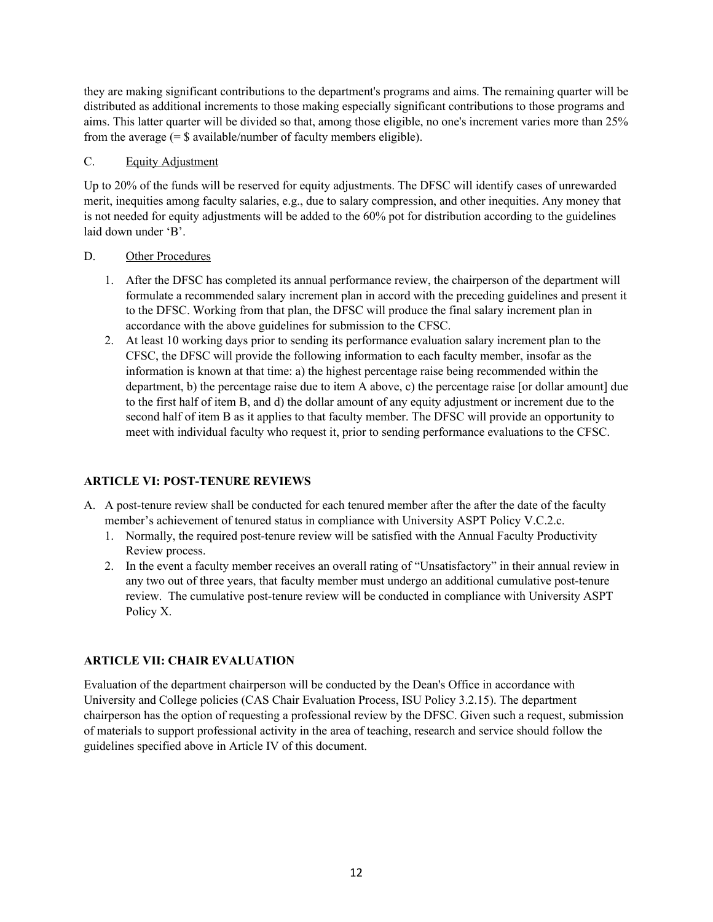they are making significant contributions to the department's programs and aims. The remaining quarter will be distributed as additional increments to those making especially significant contributions to those programs and aims. This latter quarter will be divided so that, among those eligible, no one's increment varies more than 25% from the average (= $ available/number of faculty members eligible).

C. Equity Adjustment

Up to 20% of the funds will be reserved for equity adjustments. The DFSC will identify cases of unrewarded merit, inequities among faculty salaries, e.g., due to salary compression, and other inequities. Any money that is not needed for equity adjustments will be added to the 60% pot for distribution according to the guidelines laid down under 'B'.

D. Other Procedures

1. After the DFSC has completed its annual performance review, the chairperson of the department will formulate a recommended salary increment plan in accord with the preceding guidelines and present it to the DFSC. Working from that plan, the DFSC will produce the final salary increment plan in accordance with the above guidelines for submission to the CFSC.
2. At least 10 working days prior to sending its performance evaluation salary increment plan to the CFSC, the DFSC will provide the following information to each faculty member, insofar as the information is known at that time: a) the highest percentage raise being recommended within the department, b) the percentage raise due to item A above, c) the percentage raise [or dollar amount] due to the first half of item B, and d) the dollar amount of any equity adjustment or increment due to the second half of item B as it applies to that faculty member. The DFSC will provide an opportunity to meet with individual faculty who request it, prior to sending performance evaluations to the CFSC.

## ARTICLE VI: POST-TENURE REVIEWS

A. A post-tenure review shall be conducted for each tenured member after the after the date of the faculty member's achievement of tenured status in compliance with University ASPT Policy V.C.2.c.
   1. Normally, the required post-tenure review will be satisfied with the Annual Faculty Productivity Review process.
   2. In the event a faculty member receives an overall rating of "Unsatisfactory" in their annual review in any two out of three years, that faculty member must undergo an additional cumulative post-tenure review. The cumulative post-tenure review will be conducted in compliance with University ASPT Policy X.

## ARTICLE VII: CHAIR EVALUATION

Evaluation of the department chairperson will be conducted by the Dean's Office in accordance with University and College policies (CAS Chair Evaluation Process, ISU Policy 3.2.15). The department chairperson has the option of requesting a professional review by the DFSC. Given such a request, submission of materials to support professional activity in the area of teaching, research and service should follow the guidelines specified above in Article IV of this document.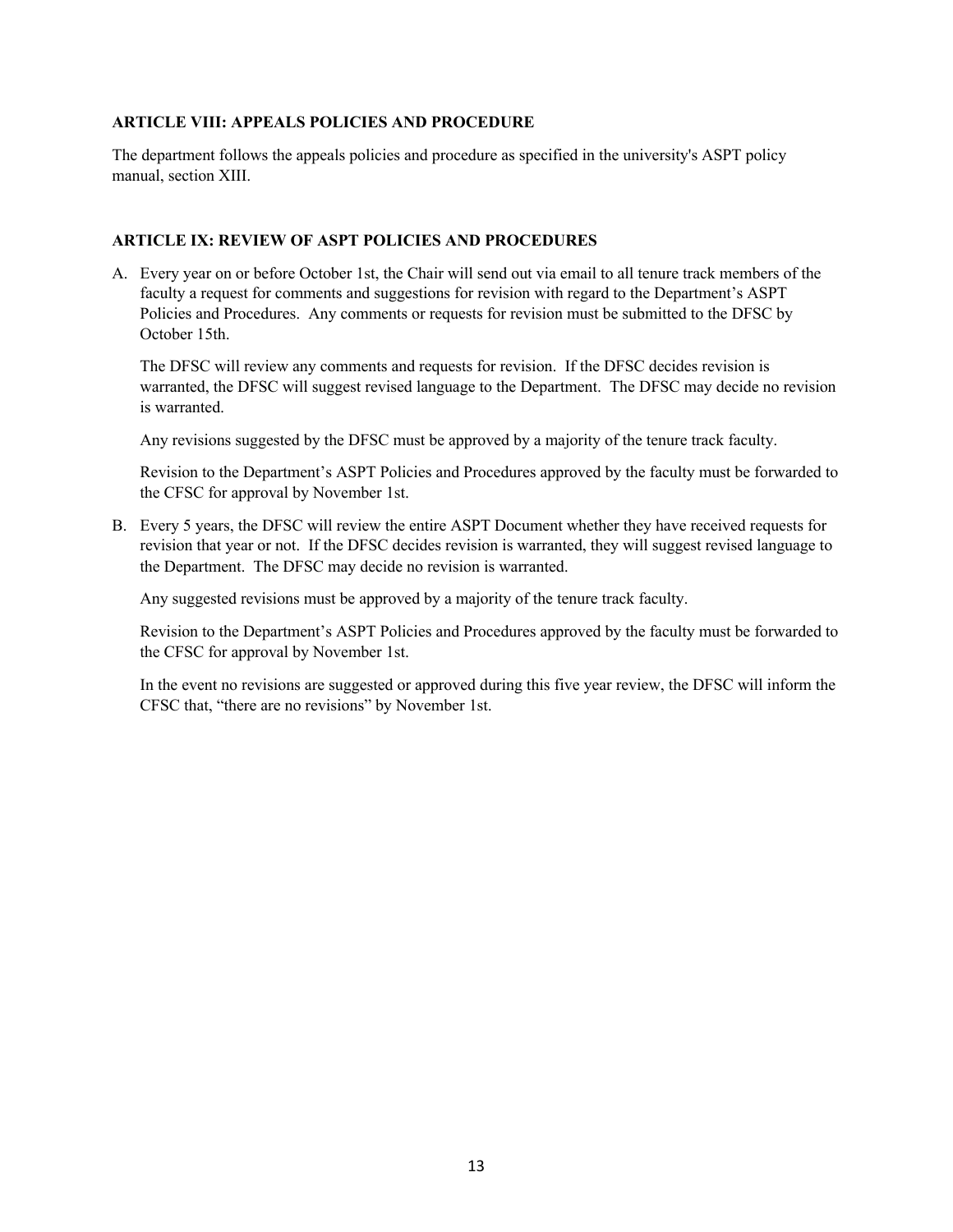**ARTICLE VIII: APPEALS POLICIES AND PROCEDURE**

The department follows the appeals policies and procedure as specified in the university's ASPT policy manual, section XIII.

**ARTICLE IX: REVIEW OF ASPT POLICIES AND PROCEDURES**

A. Every year on or before October 1st, the Chair will send out via email to all tenure track members of the faculty a request for comments and suggestions for revision with regard to the Department's ASPT Policies and Procedures. Any comments or requests for revision must be submitted to the DFSC by October 15th.

   The DFSC will review any comments and requests for revision. If the DFSC decides revision is warranted, the DFSC will suggest revised language to the Department. The DFSC may decide no revision is warranted.

   Any revisions suggested by the DFSC must be approved by a majority of the tenure track faculty.

   Revision to the Department's ASPT Policies and Procedures approved by the faculty must be forwarded to the CFSC for approval by November 1st.

B. Every 5 years, the DFSC will review the entire ASPT Document whether they have received requests for revision that year or not. If the DFSC decides revision is warranted, they will suggest revised language to the Department. The DFSC may decide no revision is warranted.

   Any suggested revisions must be approved by a majority of the tenure track faculty.

   Revision to the Department's ASPT Policies and Procedures approved by the faculty must be forwarded to the CFSC for approval by November 1st.

   In the event no revisions are suggested or approved during this five year review, the DFSC will inform the CFSC that, "there are no revisions" by November 1st.